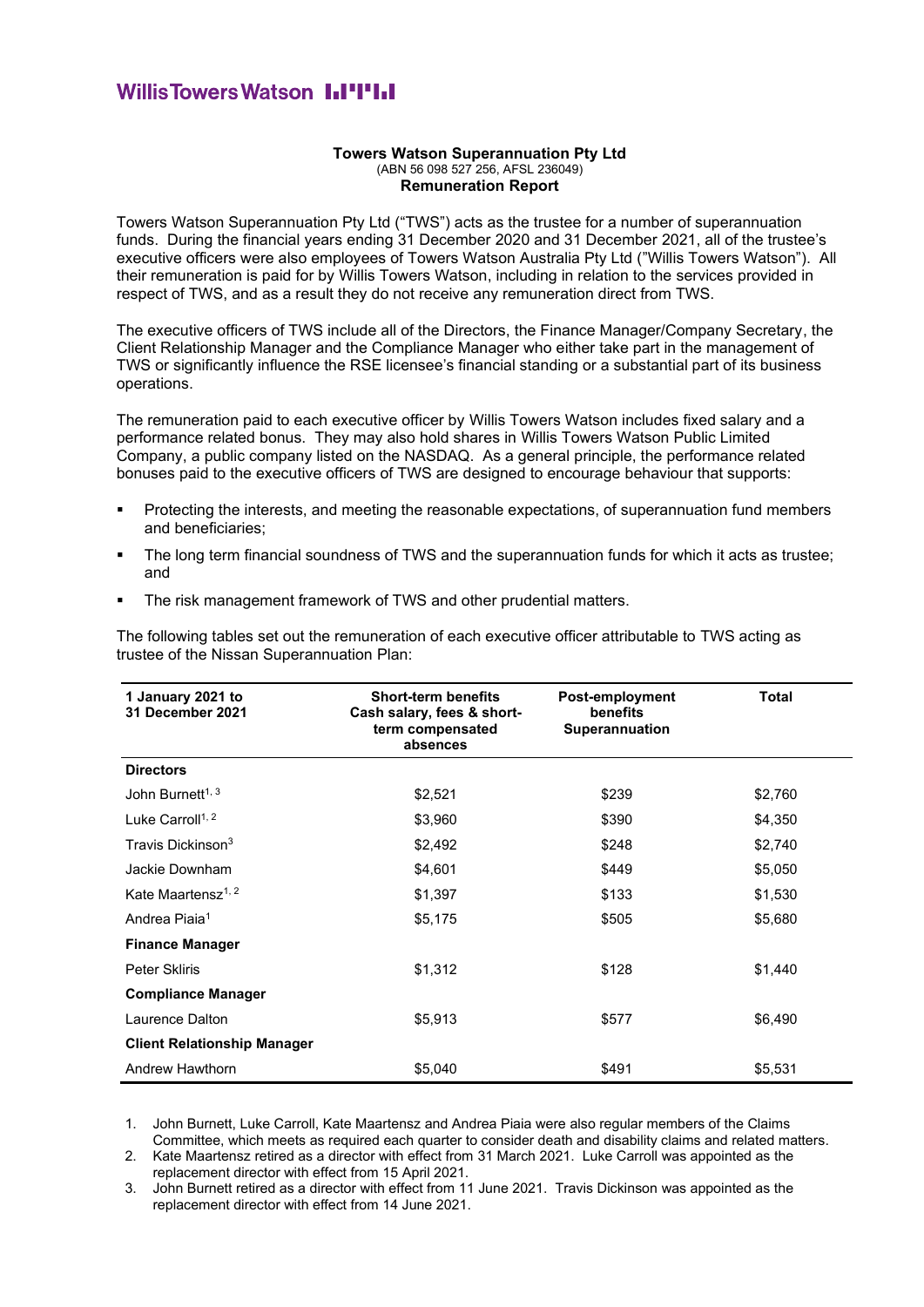WillisTowersWatson

**Towers Watson Superannuation Pty Ltd**
(ABN 56 098 527 256, AFSL 236049)
**Remuneration Report**

Towers Watson Superannuation Pty Ltd ("TWS") acts as the trustee for a number of superannuation funds. During the financial years ending 31 December 2020 and 31 December 2021, all of the trustee's executive officers were also employees of Towers Watson Australia Pty Ltd ("Willis Towers Watson"). All their remuneration is paid for by Willis Towers Watson, including in relation to the services provided in respect of TWS, and as a result they do not receive any remuneration direct from TWS.

The executive officers of TWS include all of the Directors, the Finance Manager/Company Secretary, the Client Relationship Manager and the Compliance Manager who either take part in the management of TWS or significantly influence the RSE licensee's financial standing or a substantial part of its business operations.

The remuneration paid to each executive officer by Willis Towers Watson includes fixed salary and a performance related bonus. They may also hold shares in Willis Towers Watson Public Limited Company, a public company listed on the NASDAQ. As a general principle, the performance related bonuses paid to the executive officers of TWS are designed to encourage behaviour that supports:

- Protecting the interests, and meeting the reasonable expectations, of superannuation fund members and beneficiaries;
- The long term financial soundness of TWS and the superannuation funds for which it acts as trustee; and
- The risk management framework of TWS and other prudential matters.

The following tables set out the remuneration of each executive officer attributable to TWS acting as trustee of the Nissan Superannuation Plan:

| 1 January 2021 to 31 December 2021 | Short-term benefits Cash salary, fees & short-term compensated absences | Post-employment benefits Superannuation | Total |
|---|---|---|---|
| **Directors** | | | |
| John Burnett[1, 3] | $2,521 | $239 | $2,760 |
| Luke Carroll[1, 2] | $3,960 | $390 | $4,350 |
| Travis Dickinson[3] | $2,492 | $248 | $2,740 |
| Jackie Downham | $4,601 | $449 | $5,050 |
| Kate Maartensz[1, 2] | $1,397 | $133 | $1,530 |
| Andrea Piaia[1] | $5,175 | $505 | $5,680 |
| **Finance Manager** | | | |
| Peter Skliris | $1,312 | $128 | $1,440 |
| **Compliance Manager** | | | |
| Laurence Dalton | $5,913 | $577 | $6,490 |
| **Client Relationship Manager** | | | |
| Andrew Hawthorn | $5,040 | $491 | $5,531 |

1. John Burnett, Luke Carroll, Kate Maartensz and Andrea Piaia were also regular members of the Claims Committee, which meets as required each quarter to consider death and disability claims and related matters.
2. Kate Maartensz retired as a director with effect from 31 March 2021. Luke Carroll was appointed as the replacement director with effect from 15 April 2021.
3. John Burnett retired as a director with effect from 11 June 2021. Travis Dickinson was appointed as the replacement director with effect from 14 June 2021.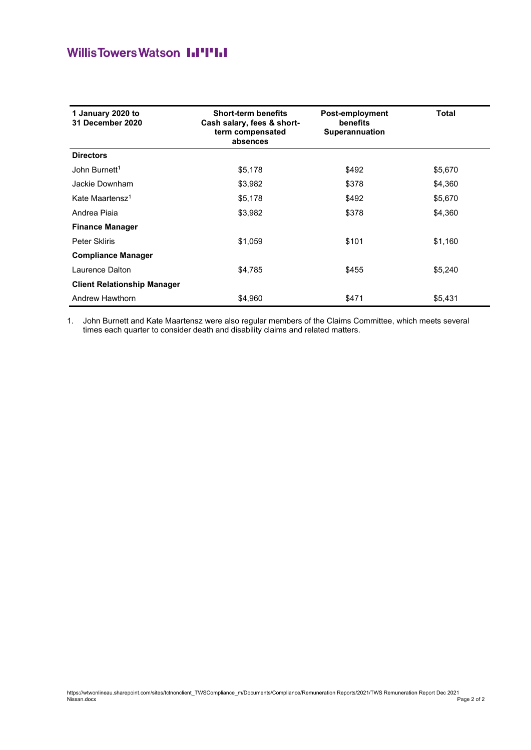| 1 January 2020 to 31 December 2020 | Short-term benefits Cash salary, fees & short-term compensated absences | Post-employment benefits Superannuation | Total |
|---|---|---|---|
| **Directors** | | | |
| John Burnett[1] | $5,178 | $492 | $5,670 |
| Jackie Downham | $3,982 | $378 | $4,360 |
| Kate Maartensz[1] | $5,178 | $492 | $5,670 |
| Andrea Piaia | $3,982 | $378 | $4,360 |
| **Finance Manager** | | | |
| Peter Skliris | $1,059 | $101 | $1,160 |
| **Compliance Manager** | | | |
| Laurence Dalton | $4,785 | $455 | $5,240 |
| **Client Relationship Manager** | | | |
| Andrew Hawthorn | $4,960 | $471 | $5,431 |

1. John Burnett and Kate Maartensz were also regular members of the Claims Committee, which meets several times each quarter to consider death and disability claims and related matters.